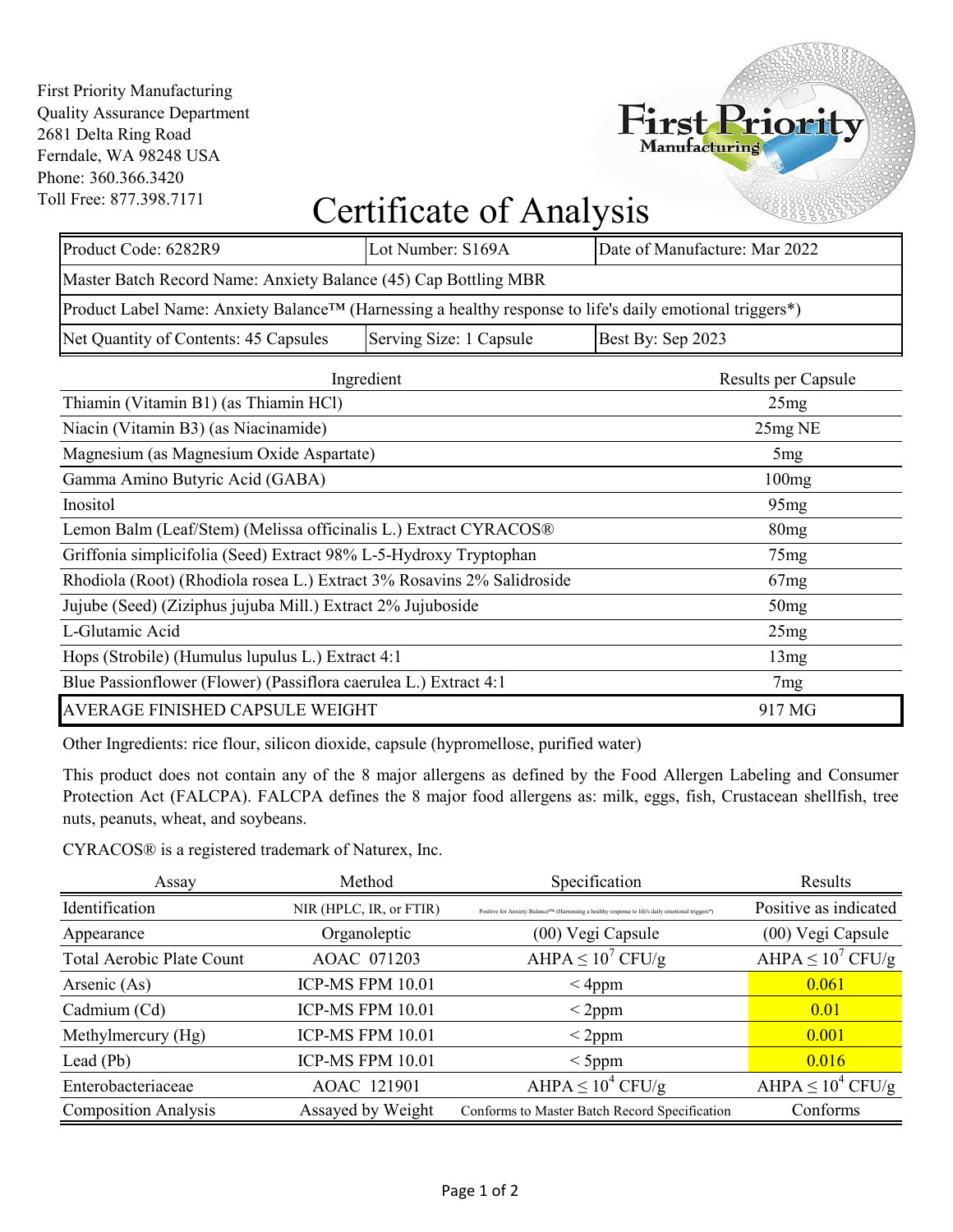First Priority Manufacturing
Quality Assurance Department
2681 Delta Ring Road
Ferndale, WA 98248 USA
Phone: 360.366.3420
Toll Free: 877.398.7171

# Certificate of Analysis

| Product Code: 6282R9 | Lot Number: S169A | Date of Manufacture: Mar 2022 |
|---|---|---|
| Master Batch Record Name: Anxiety Balance (45) Cap Bottling MBR | | |
| Product Label Name: Anxiety Balance™ (Harnessing a healthy response to life's daily emotional triggers*) | | |
| Net Quantity of Contents: 45 Capsules | Serving Size: 1 Capsule | Best By: Sep 2023 |

| Ingredient | Results per Capsule |
|---|---|
| Thiamin (Vitamin B1) (as Thiamin HCl) | 25mg |
| Niacin (Vitamin B3) (as Niacinamide) | 25mg NE |
| Magnesium (as Magnesium Oxide Aspartate) | 5mg |
| Gamma Amino Butyric Acid (GABA) | 100mg |
| Inositol | 95mg |
| Lemon Balm (Leaf/Stem) (Melissa officinalis L.) Extract CYRACOS® | 80mg |
| Griffonia simplicifolia (Seed) Extract 98% L-5-Hydroxy Tryptophan | 75mg |
| Rhodiola (Root) (Rhodiola rosea L.) Extract 3% Rosavins 2% Salidroside | 67mg |
| Jujube (Seed) (Ziziphus jujuba Mill.) Extract 2% Jujuboside | 50mg |
| L-Glutamic Acid | 25mg |
| Hops (Strobile) (Humulus lupulus L.) Extract 4:1 | 13mg |
| Blue Passionflower (Flower) (Passiflora caerulea L.) Extract 4:1 | 7mg |
| AVERAGE FINISHED CAPSULE WEIGHT | 917 MG |

Other Ingredients: rice flour, silicon dioxide, capsule (hypromellose, purified water)

This product does not contain any of the 8 major allergens as defined by the Food Allergen Labeling and Consumer Protection Act (FALCPA). FALCPA defines the 8 major food allergens as: milk, eggs, fish, Crustacean shellfish, tree nuts, peanuts, wheat, and soybeans.

CYRACOS® is a registered trademark of Naturex, Inc.

| Assay | Method | Specification | Results |
|---|---|---|---|
| Identification | NIR (HPLC, IR, or FTIR) | Positive for Anxiety Balance™ (Harnessing a healthy response to life's daily emotional triggers*) | Positive as indicated |
| Appearance | Organoleptic | (00) Vegi Capsule | (00) Vegi Capsule |
| Total Aerobic Plate Count | AOAC 071203 | AHPA $\leq 10^7$ CFU/g | AHPA $\leq 10^7$ CFU/g |
| Arsenic (As) | ICP-MS FPM 10.01 | < 4ppm | 0.061 |
| Cadmium (Cd) | ICP-MS FPM 10.01 | < 2ppm | 0.01 |
| Methylmercury (Hg) | ICP-MS FPM 10.01 | < 2ppm | 0.001 |
| Lead (Pb) | ICP-MS FPM 10.01 | < 5ppm | 0.016 |
| Enterobacteriaceae | AOAC 121901 | AHPA $\leq 10^4$ CFU/g | AHPA $\leq 10^4$ CFU/g |
| Composition Analysis | Assayed by Weight | Conforms to Master Batch Record Specification | Conforms |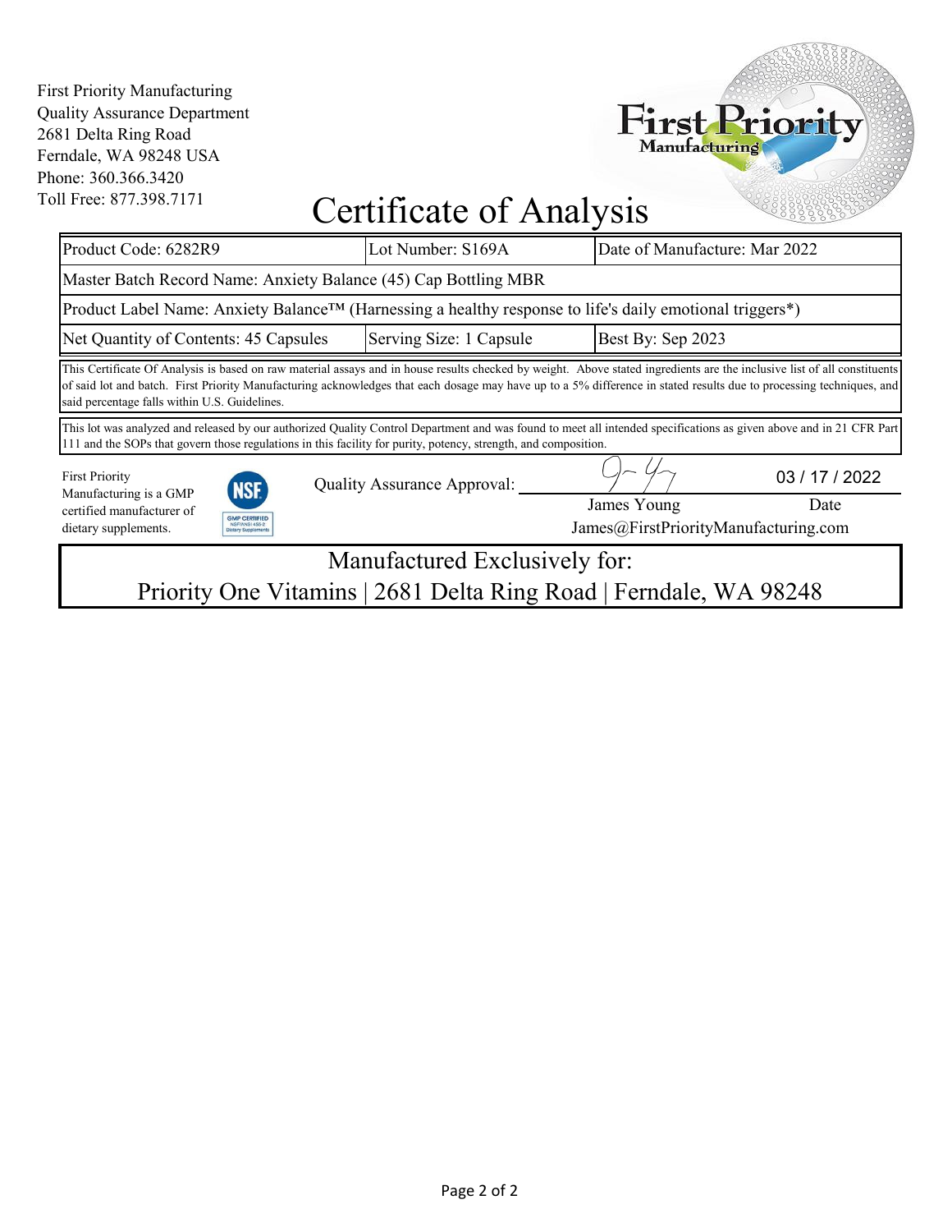First Priority Manufacturing
Quality Assurance Department
2681 Delta Ring Road
Ferndale, WA 98248 USA
Phone: 360.366.3420
Toll Free: 877.398.7171

# Certificate of Analysis

| | | |
|---|---|---|
| Product Code: 6282R9 | Lot Number: S169A | Date of Manufacture: Mar 2022 |
| Master Batch Record Name: Anxiety Balance (45) Cap Bottling MBR | | |
| Product Label Name: Anxiety Balance™ (Harnessing a healthy response to life's daily emotional triggers*) | | |
| Net Quantity of Contents: 45 Capsules | Serving Size: 1 Capsule | Best By: Sep 2023 |

This Certificate Of Analysis is based on raw material assays and in house results checked by weight. Above stated ingredients are the inclusive list of all constituents of said lot and batch. First Priority Manufacturing acknowledges that each dosage may have up to a 5% difference in stated results due to processing techniques, and said percentage falls within U.S. Guidelines.

This lot was analyzed and released by our authorized Quality Control Department and was found to meet all intended specifications as given above and in 21 CFR Part 111 and the SOPs that govern those regulations in this facility for purity, potency, strength, and composition.

First Priority Manufacturing is a GMP certified manufacturer of dietary supplements.

NSF GMP CERTIFIED NSF/ANSI 455-2 Dietary Supplements

Quality Assurance Approval: [signature] 03 / 17 / 2022

James Young — Date

James@FirstPriorityManufacturing.com

Manufactured Exclusively for:
Priority One Vitamins | 2681 Delta Ring Road | Ferndale, WA 98248